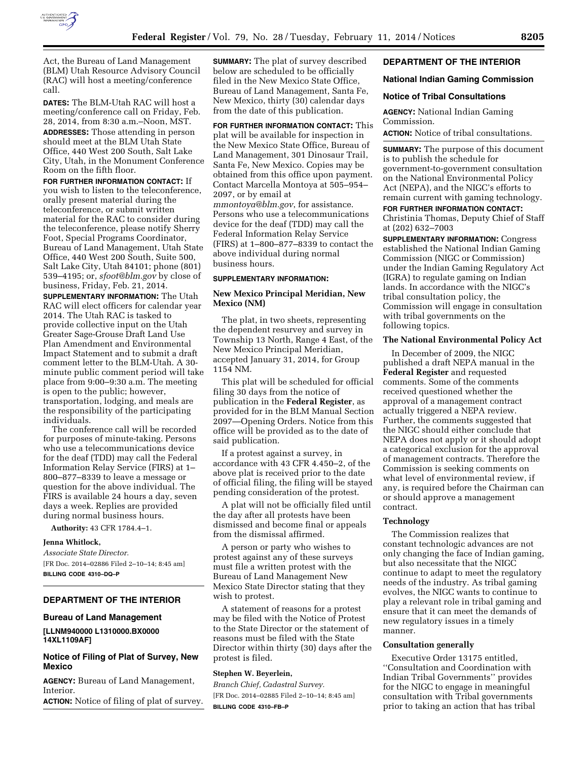Act, the Bureau of Land Management (BLM) Utah Resource Advisory Council (RAC) will host a meeting/conference call.

**DATES:** The BLM-Utah RAC will host a meeting/conference call on Friday, Feb. 28, 2014, from 8:30 a.m.–Noon, MST.

**ADDRESSES:** Those attending in person should meet at the BLM Utah State Office, 440 West 200 South, Salt Lake City, Utah, in the Monument Conference Room on the fifth floor.

**FOR FURTHER INFORMATION CONTACT:** If you wish to listen to the teleconference, orally present material during the teleconference, or submit written material for the RAC to consider during the teleconference, please notify Sherry Foot, Special Programs Coordinator, Bureau of Land Management, Utah State Office, 440 West 200 South, Suite 500, Salt Lake City, Utah 84101; phone (801) 539–4195; or, *sfoot@blm.gov* by close of business, Friday, Feb. 21, 2014.

**SUPPLEMENTARY INFORMATION:** The Utah RAC will elect officers for calendar year 2014. The Utah RAC is tasked to provide collective input on the Utah Greater Sage-Grouse Draft Land Use Plan Amendment and Environmental Impact Statement and to submit a draft comment letter to the BLM-Utah. A 30-minute public comment period will take place from 9:00–9:30 a.m. The meeting is open to the public; however, transportation, lodging, and meals are the responsibility of the participating individuals.

The conference call will be recorded for purposes of minute-taking. Persons who use a telecommunications device for the deaf (TDD) may call the Federal Information Relay Service (FIRS) at 1–800–877–8339 to leave a message or question for the above individual. The FIRS is available 24 hours a day, seven days a week. Replies are provided during normal business hours.

**Authority:** 43 CFR 1784.4–1.

**Jenna Whitlock,**

*Associate State Director.*

[FR Doc. 2014–02886 Filed 2–10–14; 8:45 am]

**BILLING CODE 4310–DQ–P**

---

## DEPARTMENT OF THE INTERIOR

### Bureau of Land Management

**[LLNM940000 L1310000.BX0000 14XL1109AF]**

### Notice of Filing of Plat of Survey, New Mexico

**AGENCY:** Bureau of Land Management, Interior.

**ACTION:** Notice of filing of plat of survey.

**SUMMARY:** The plat of survey described below are scheduled to be officially filed in the New Mexico State Office, Bureau of Land Management, Santa Fe, New Mexico, thirty (30) calendar days from the date of this publication.

**FOR FURTHER INFORMATION CONTACT:** This plat will be available for inspection in the New Mexico State Office, Bureau of Land Management, 301 Dinosaur Trail, Santa Fe, New Mexico. Copies may be obtained from this office upon payment. Contact Marcella Montoya at 505–954–2097, or by email at *mmontoya@blm.gov*, for assistance. Persons who use a telecommunications device for the deaf (TDD) may call the Federal Information Relay Service (FIRS) at 1–800–877–8339 to contact the above individual during normal business hours.

**SUPPLEMENTARY INFORMATION:**

#### New Mexico Principal Meridian, New Mexico (NM)

The plat, in two sheets, representing the dependent resurvey and survey in Township 13 North, Range 4 East, of the New Mexico Principal Meridian, accepted January 31, 2014, for Group 1154 NM.

This plat will be scheduled for official filing 30 days from the notice of publication in the **Federal Register**, as provided for in the BLM Manual Section 2097—Opening Orders. Notice from this office will be provided as to the date of said publication.

If a protest against a survey, in accordance with 43 CFR 4.450–2, of the above plat is received prior to the date of official filing, the filing will be stayed pending consideration of the protest.

A plat will not be officially filed until the day after all protests have been dismissed and become final or appeals from the dismissal affirmed.

A person or party who wishes to protest against any of these surveys must file a written protest with the Bureau of Land Management New Mexico State Director stating that they wish to protest.

A statement of reasons for a protest may be filed with the Notice of Protest to the State Director or the statement of reasons must be filed with the State Director within thirty (30) days after the protest is filed.

**Stephen W. Beyerlein,**

*Branch Chief, Cadastral Survey.*

[FR Doc. 2014–02885 Filed 2–10–14; 8:45 am]

**BILLING CODE 4310–FB–P**

---

## DEPARTMENT OF THE INTERIOR

### National Indian Gaming Commission

### Notice of Tribal Consultations

**AGENCY:** National Indian Gaming Commission.

**ACTION:** Notice of tribal consultations.

**SUMMARY:** The purpose of this document is to publish the schedule for government-to-government consultation on the National Environmental Policy Act (NEPA), and the NIGC's efforts to remain current with gaming technology.

**FOR FURTHER INFORMATION CONTACT:** Christinia Thomas, Deputy Chief of Staff at (202) 632–7003

**SUPPLEMENTARY INFORMATION:** Congress established the National Indian Gaming Commission (NIGC or Commission) under the Indian Gaming Regulatory Act (IGRA) to regulate gaming on Indian lands. In accordance with the NIGC's tribal consultation policy, the Commission will engage in consultation with tribal governments on the following topics.

#### The National Environmental Policy Act

In December of 2009, the NIGC published a draft NEPA manual in the **Federal Register** and requested comments. Some of the comments received questioned whether the approval of a management contract actually triggered a NEPA review. Further, the comments suggested that the NIGC should either conclude that NEPA does not apply or it should adopt a categorical exclusion for the approval of management contracts. Therefore the Commission is seeking comments on what level of environmental review, if any, is required before the Chairman can or should approve a management contract.

#### Technology

The Commission realizes that constant technologic advances are not only changing the face of Indian gaming, but also necessitate that the NIGC continue to adapt to meet the regulatory needs of the industry. As tribal gaming evolves, the NIGC wants to continue to play a relevant role in tribal gaming and ensure that it can meet the demands of new regulatory issues in a timely manner.

#### Consultation generally

Executive Order 13175 entitled, ''Consultation and Coordination with Indian Tribal Governments'' provides for the NIGC to engage in meaningful consultation with Tribal governments prior to taking an action that has tribal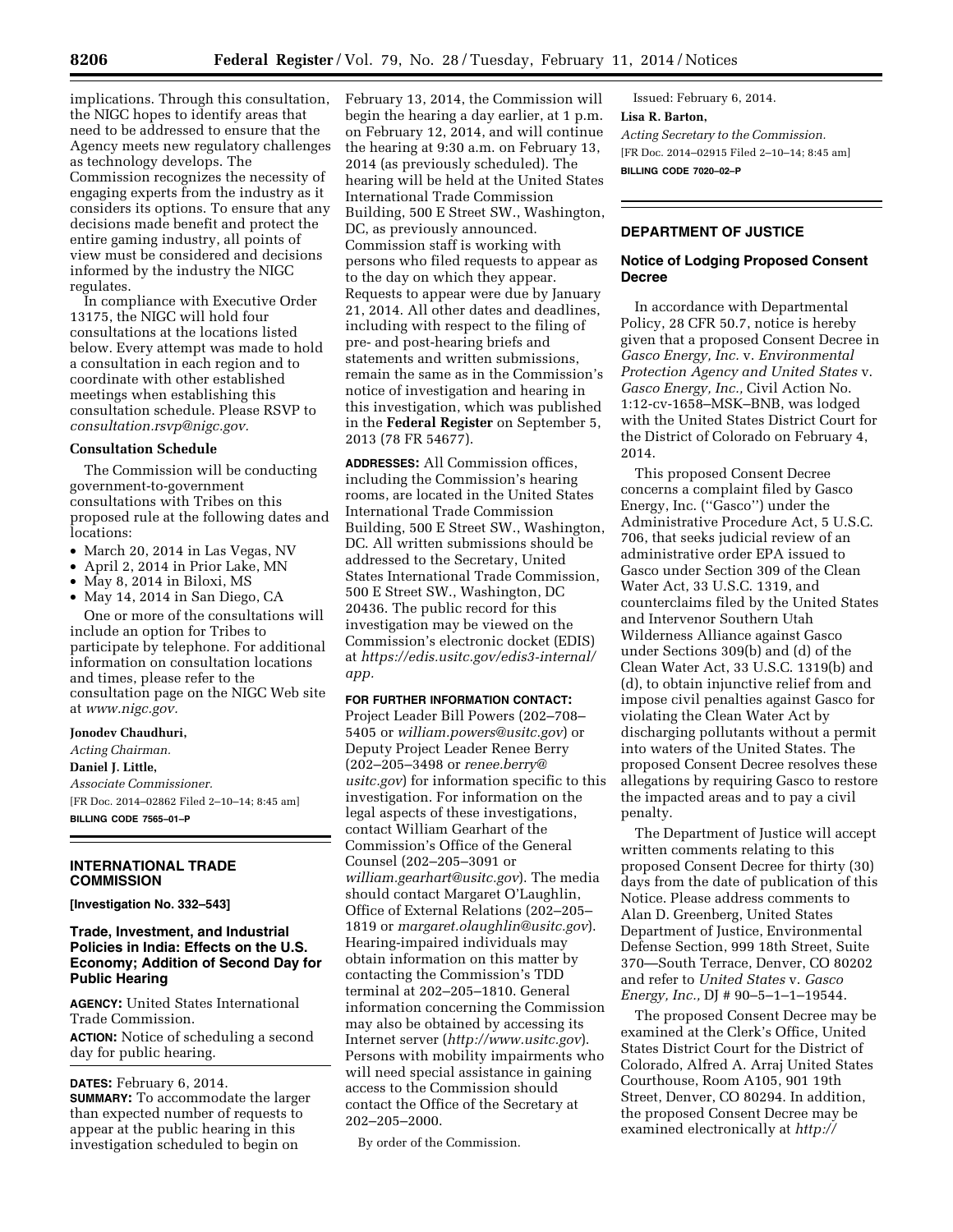implications. Through this consultation, the NIGC hopes to identify areas that need to be addressed to ensure that the Agency meets new regulatory challenges as technology develops. The Commission recognizes the necessity of engaging experts from the industry as it considers its options. To ensure that any decisions made benefit and protect the entire gaming industry, all points of view must be considered and decisions informed by the industry the NIGC regulates.

In compliance with Executive Order 13175, the NIGC will hold four consultations at the locations listed below. Every attempt was made to hold a consultation in each region and to coordinate with other established meetings when establishing this consultation schedule. Please RSVP to *consultation.rsvp@nigc.gov.*

**Consultation Schedule**

The Commission will be conducting government-to-government consultations with Tribes on this proposed rule at the following dates and locations:

- March 20, 2014 in Las Vegas, NV
- April 2, 2014 in Prior Lake, MN
- May 8, 2014 in Biloxi, MS
- May 14, 2014 in San Diego, CA

One or more of the consultations will include an option for Tribes to participate by telephone. For additional information on consultation locations and times, please refer to the consultation page on the NIGC Web site at *www.nigc.gov.*

**Jonodev Chaudhuri,**

*Acting Chairman.*

**Daniel J. Little,**

*Associate Commissioner.*

[FR Doc. 2014–02862 Filed 2–10–14; 8:45 am]

**BILLING CODE 7565–01–P**

## INTERNATIONAL TRADE COMMISSION

**[Investigation No. 332–543]**

### Trade, Investment, and Industrial Policies in India: Effects on the U.S. Economy; Addition of Second Day for Public Hearing

**AGENCY:** United States International Trade Commission.

**ACTION:** Notice of scheduling a second day for public hearing.

**DATES:** February 6, 2014.

**SUMMARY:** To accommodate the larger than expected number of requests to appear at the public hearing in this investigation scheduled to begin on February 13, 2014, the Commission will begin the hearing a day earlier, at 1 p.m. on February 12, 2014, and will continue the hearing at 9:30 a.m. on February 13, 2014 (as previously scheduled). The hearing will be held at the United States International Trade Commission Building, 500 E Street SW., Washington, DC, as previously announced. Commission staff is working with persons who filed requests to appear as to the day on which they appear. Requests to appear were due by January 21, 2014. All other dates and deadlines, including with respect to the filing of pre- and post-hearing briefs and statements and written submissions, remain the same as in the Commission's notice of investigation and hearing in this investigation, which was published in the **Federal Register** on September 5, 2013 (78 FR 54677).

**ADDRESSES:** All Commission offices, including the Commission's hearing rooms, are located in the United States International Trade Commission Building, 500 E Street SW., Washington, DC. All written submissions should be addressed to the Secretary, United States International Trade Commission, 500 E Street SW., Washington, DC 20436. The public record for this investigation may be viewed on the Commission's electronic docket (EDIS) at *https://edis.usitc.gov/edis3-internal/app.*

**FOR FURTHER INFORMATION CONTACT:** Project Leader Bill Powers (202–708–5405 or *william.powers@usitc.gov*) or Deputy Project Leader Renee Berry (202–205–3498 or *renee.berry@usitc.gov*) for information specific to this investigation. For information on the legal aspects of these investigations, contact William Gearhart of the Commission's Office of the General Counsel (202–205–3091 or *william.gearhart@usitc.gov*). The media should contact Margaret O'Laughlin, Office of External Relations (202–205–1819 or *margaret.olaughlin@usitc.gov*). Hearing-impaired individuals may obtain information on this matter by contacting the Commission's TDD terminal at 202–205–1810. General information concerning the Commission may also be obtained by accessing its Internet server (*http://www.usitc.gov*). Persons with mobility impairments who will need special assistance in gaining access to the Commission should contact the Office of the Secretary at 202–205–2000.

By order of the Commission.

Issued: February 6, 2014.

**Lisa R. Barton,**

*Acting Secretary to the Commission.*

[FR Doc. 2014–02915 Filed 2–10–14; 8:45 am]

**BILLING CODE 7020–02–P**

## DEPARTMENT OF JUSTICE

### Notice of Lodging Proposed Consent Decree

In accordance with Departmental Policy, 28 CFR 50.7, notice is hereby given that a proposed Consent Decree in *Gasco Energy, Inc.* v. *Environmental Protection Agency and United States* v. *Gasco Energy, Inc.,* Civil Action No. 1:12-cv-1658–MSK–BNB, was lodged with the United States District Court for the District of Colorado on February 4, 2014.

This proposed Consent Decree concerns a complaint filed by Gasco Energy, Inc. (''Gasco'') under the Administrative Procedure Act, 5 U.S.C. 706, that seeks judicial review of an administrative order EPA issued to Gasco under Section 309 of the Clean Water Act, 33 U.S.C. 1319, and counterclaims filed by the United States and Intervenor Southern Utah Wilderness Alliance against Gasco under Sections 309(b) and (d) of the Clean Water Act, 33 U.S.C. 1319(b) and (d), to obtain injunctive relief from and impose civil penalties against Gasco for violating the Clean Water Act by discharging pollutants without a permit into waters of the United States. The proposed Consent Decree resolves these allegations by requiring Gasco to restore the impacted areas and to pay a civil penalty.

The Department of Justice will accept written comments relating to this proposed Consent Decree for thirty (30) days from the date of publication of this Notice. Please address comments to Alan D. Greenberg, United States Department of Justice, Environmental Defense Section, 999 18th Street, Suite 370—South Terrace, Denver, CO 80202 and refer to *United States* v. *Gasco Energy, Inc.,* DJ # 90–5–1–1–19544.

The proposed Consent Decree may be examined at the Clerk's Office, United States District Court for the District of Colorado, Alfred A. Arraj United States Courthouse, Room A105, 901 19th Street, Denver, CO 80294. In addition, the proposed Consent Decree may be examined electronically at *http://*